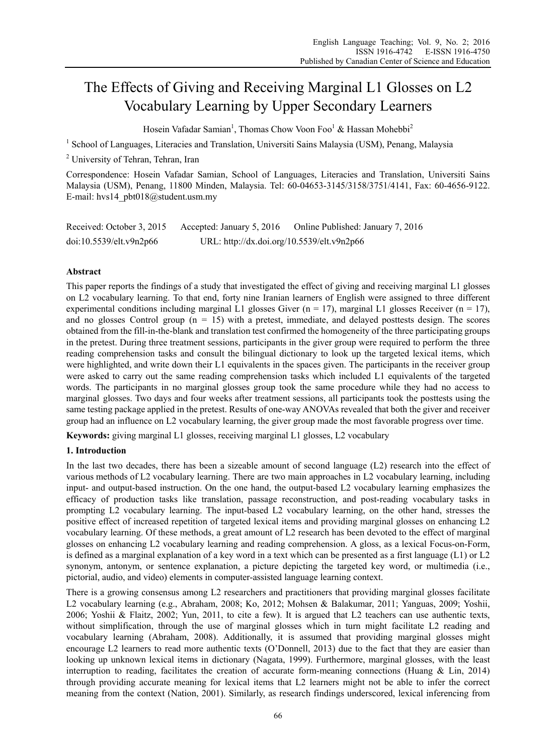# The Effects of Giving and Receiving Marginal L1 Glosses on L2 Vocabulary Learning by Upper Secondary Learners

Hosein Vafadar Samian[1], Thomas Chow Voon Foo[1] & Hassan Mohebbi[2]

[1] School of Languages, Literacies and Translation, Universiti Sains Malaysia (USM), Penang, Malaysia

[2] University of Tehran, Tehran, Iran

Correspondence: Hosein Vafadar Samian, School of Languages, Literacies and Translation, Universiti Sains Malaysia (USM), Penang, 11800 Minden, Malaysia. Tel: 60-04653-3145/3158/3751/4141, Fax: 60-4656-9122. E-mail: hvs14_pbt018@student.usm.my

Received: October 3, 2015 Accepted: January 5, 2016 Online Published: January 7, 2016

doi:10.5539/elt.v9n2p66 URL: http://dx.doi.org/10.5539/elt.v9n2p66

## Abstract

This paper reports the findings of a study that investigated the effect of giving and receiving marginal L1 glosses on L2 vocabulary learning. To that end, forty nine Iranian learners of English were assigned to three different experimental conditions including marginal L1 glosses Giver (n = 17), marginal L1 glosses Receiver (n = 17), and no glosses Control group (n = 15) with a pretest, immediate, and delayed posttests design. The scores obtained from the fill-in-the-blank and translation test confirmed the homogeneity of the three participating groups in the pretest. During three treatment sessions, participants in the giver group were required to perform the three reading comprehension tasks and consult the bilingual dictionary to look up the targeted lexical items, which were highlighted, and write down their L1 equivalents in the spaces given. The participants in the receiver group were asked to carry out the same reading comprehension tasks which included L1 equivalents of the targeted words. The participants in no marginal glosses group took the same procedure while they had no access to marginal glosses. Two days and four weeks after treatment sessions, all participants took the posttests using the same testing package applied in the pretest. Results of one-way ANOVAs revealed that both the giver and receiver group had an influence on L2 vocabulary learning, the giver group made the most favorable progress over time.

**Keywords:** giving marginal L1 glosses, receiving marginal L1 glosses, L2 vocabulary

## 1. Introduction

In the last two decades, there has been a sizeable amount of second language (L2) research into the effect of various methods of L2 vocabulary learning. There are two main approaches in L2 vocabulary learning, including input- and output-based instruction. On the one hand, the output-based L2 vocabulary learning emphasizes the efficacy of production tasks like translation, passage reconstruction, and post-reading vocabulary tasks in prompting L2 vocabulary learning. The input-based L2 vocabulary learning, on the other hand, stresses the positive effect of increased repetition of targeted lexical items and providing marginal glosses on enhancing L2 vocabulary learning. Of these methods, a great amount of L2 research has been devoted to the effect of marginal glosses on enhancing L2 vocabulary learning and reading comprehension. A gloss, as a lexical Focus-on-Form, is defined as a marginal explanation of a key word in a text which can be presented as a first language (L1) or L2 synonym, antonym, or sentence explanation, a picture depicting the targeted key word, or multimedia (i.e., pictorial, audio, and video) elements in computer-assisted language learning context.

There is a growing consensus among L2 researchers and practitioners that providing marginal glosses facilitate L2 vocabulary learning (e.g., Abraham, 2008; Ko, 2012; Mohsen & Balakumar, 2011; Yanguas, 2009; Yoshii, 2006; Yoshii & Flaitz, 2002; Yun, 2011, to cite a few). It is argued that L2 teachers can use authentic texts, without simplification, through the use of marginal glosses which in turn might facilitate L2 reading and vocabulary learning (Abraham, 2008). Additionally, it is assumed that providing marginal glosses might encourage L2 learners to read more authentic texts (O'Donnell, 2013) due to the fact that they are easier than looking up unknown lexical items in dictionary (Nagata, 1999). Furthermore, marginal glosses, with the least interruption to reading, facilitates the creation of accurate form-meaning connections (Huang & Lin, 2014) through providing accurate meaning for lexical items that L2 learners might not be able to infer the correct meaning from the context (Nation, 2001). Similarly, as research findings underscored, lexical inferencing from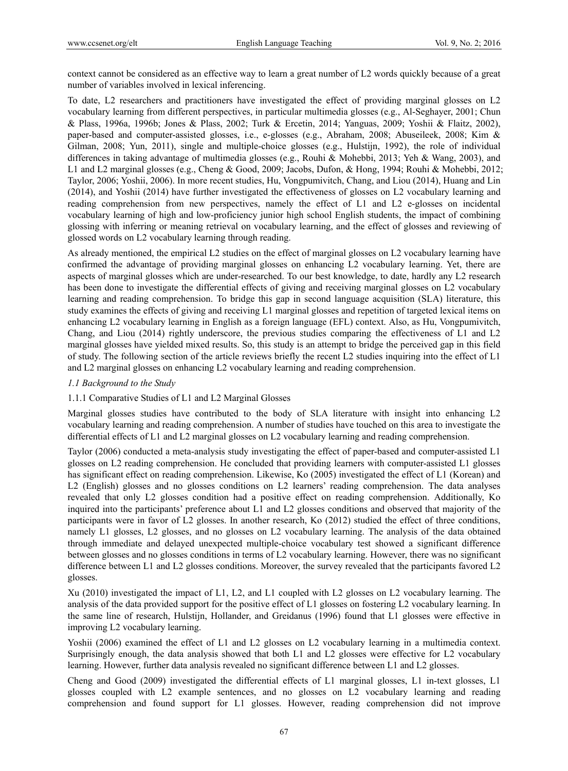context cannot be considered as an effective way to learn a great number of L2 words quickly because of a great number of variables involved in lexical inferencing.

To date, L2 researchers and practitioners have investigated the effect of providing marginal glosses on L2 vocabulary learning from different perspectives, in particular multimedia glosses (e.g., Al-Seghayer, 2001; Chun & Plass, 1996a, 1996b; Jones & Plass, 2002; Turk & Ercetin, 2014; Yanguas, 2009; Yoshii & Flaitz, 2002), paper-based and computer-assisted glosses, i.e., e-glosses (e.g., Abraham, 2008; Abuseileek, 2008; Kim & Gilman, 2008; Yun, 2011), single and multiple-choice glosses (e.g., Hulstijn, 1992), the role of individual differences in taking advantage of multimedia glosses (e.g., Rouhi & Mohebbi, 2013; Yeh & Wang, 2003), and L1 and L2 marginal glosses (e.g., Cheng & Good, 2009; Jacobs, Dufon, & Hong, 1994; Rouhi & Mohebbi, 2012; Taylor, 2006; Yoshii, 2006). In more recent studies, Hu, Vongpumivitch, Chang, and Liou (2014), Huang and Lin (2014), and Yoshii (2014) have further investigated the effectiveness of glosses on L2 vocabulary learning and reading comprehension from new perspectives, namely the effect of L1 and L2 e-glosses on incidental vocabulary learning of high and low-proficiency junior high school English students, the impact of combining glossing with inferring or meaning retrieval on vocabulary learning, and the effect of glosses and reviewing of glossed words on L2 vocabulary learning through reading.

As already mentioned, the empirical L2 studies on the effect of marginal glosses on L2 vocabulary learning have confirmed the advantage of providing marginal glosses on enhancing L2 vocabulary learning. Yet, there are aspects of marginal glosses which are under-researched. To our best knowledge, to date, hardly any L2 research has been done to investigate the differential effects of giving and receiving marginal glosses on L2 vocabulary learning and reading comprehension. To bridge this gap in second language acquisition (SLA) literature, this study examines the effects of giving and receiving L1 marginal glosses and repetition of targeted lexical items on enhancing L2 vocabulary learning in English as a foreign language (EFL) context. Also, as Hu, Vongpumivitch, Chang, and Liou (2014) rightly underscore, the previous studies comparing the effectiveness of L1 and L2 marginal glosses have yielded mixed results. So, this study is an attempt to bridge the perceived gap in this field of study. The following section of the article reviews briefly the recent L2 studies inquiring into the effect of L1 and L2 marginal glosses on enhancing L2 vocabulary learning and reading comprehension.

### *1.1 Background to the Study*

#### 1.1.1 Comparative Studies of L1 and L2 Marginal Glosses

Marginal glosses studies have contributed to the body of SLA literature with insight into enhancing L2 vocabulary learning and reading comprehension. A number of studies have touched on this area to investigate the differential effects of L1 and L2 marginal glosses on L2 vocabulary learning and reading comprehension.

Taylor (2006) conducted a meta-analysis study investigating the effect of paper-based and computer-assisted L1 glosses on L2 reading comprehension. He concluded that providing learners with computer-assisted L1 glosses has significant effect on reading comprehension. Likewise, Ko (2005) investigated the effect of L1 (Korean) and L2 (English) glosses and no glosses conditions on L2 learners' reading comprehension. The data analyses revealed that only L2 glosses condition had a positive effect on reading comprehension. Additionally, Ko inquired into the participants' preference about L1 and L2 glosses conditions and observed that majority of the participants were in favor of L2 glosses. In another research, Ko (2012) studied the effect of three conditions, namely L1 glosses, L2 glosses, and no glosses on L2 vocabulary learning. The analysis of the data obtained through immediate and delayed unexpected multiple-choice vocabulary test showed a significant difference between glosses and no glosses conditions in terms of L2 vocabulary learning. However, there was no significant difference between L1 and L2 glosses conditions. Moreover, the survey revealed that the participants favored L2 glosses.

Xu (2010) investigated the impact of L1, L2, and L1 coupled with L2 glosses on L2 vocabulary learning. The analysis of the data provided support for the positive effect of L1 glosses on fostering L2 vocabulary learning. In the same line of research, Hulstijn, Hollander, and Greidanus (1996) found that L1 glosses were effective in improving L2 vocabulary learning.

Yoshii (2006) examined the effect of L1 and L2 glosses on L2 vocabulary learning in a multimedia context. Surprisingly enough, the data analysis showed that both L1 and L2 glosses were effective for L2 vocabulary learning. However, further data analysis revealed no significant difference between L1 and L2 glosses.

Cheng and Good (2009) investigated the differential effects of L1 marginal glosses, L1 in-text glosses, L1 glosses coupled with L2 example sentences, and no glosses on L2 vocabulary learning and reading comprehension and found support for L1 glosses. However, reading comprehension did not improve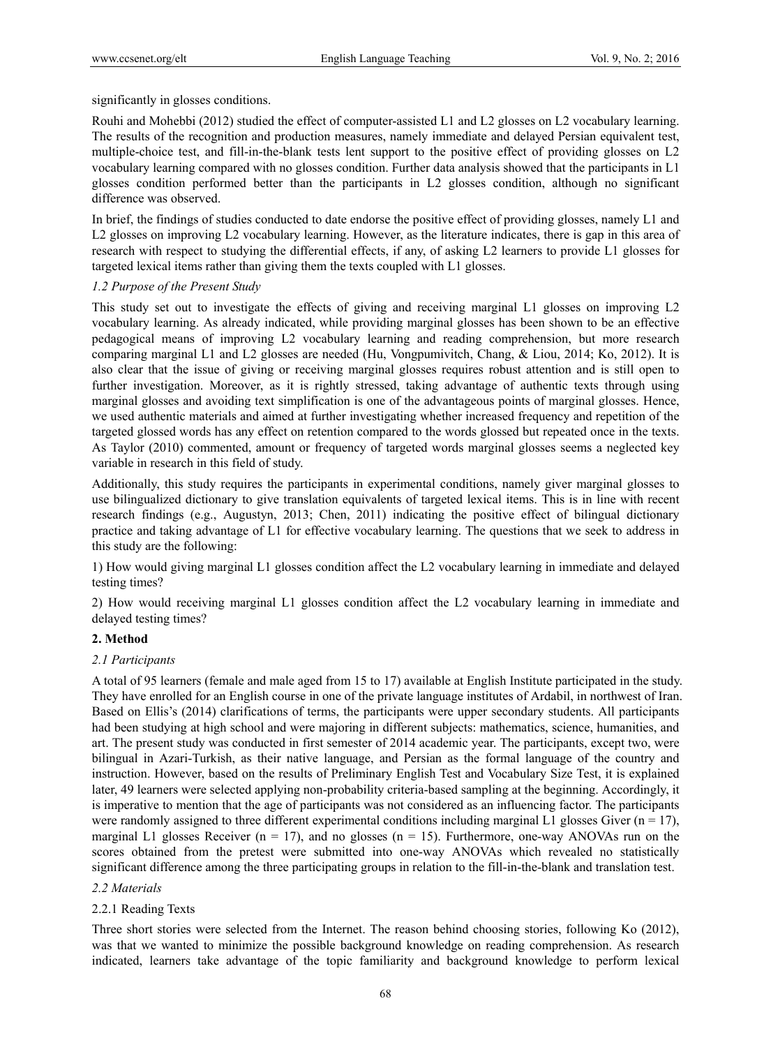significantly in glosses conditions.

Rouhi and Mohebbi (2012) studied the effect of computer-assisted L1 and L2 glosses on L2 vocabulary learning. The results of the recognition and production measures, namely immediate and delayed Persian equivalent test, multiple-choice test, and fill-in-the-blank tests lent support to the positive effect of providing glosses on L2 vocabulary learning compared with no glosses condition. Further data analysis showed that the participants in L1 glosses condition performed better than the participants in L2 glosses condition, although no significant difference was observed.

In brief, the findings of studies conducted to date endorse the positive effect of providing glosses, namely L1 and L2 glosses on improving L2 vocabulary learning. However, as the literature indicates, there is gap in this area of research with respect to studying the differential effects, if any, of asking L2 learners to provide L1 glosses for targeted lexical items rather than giving them the texts coupled with L1 glosses.

### *1.2 Purpose of the Present Study*

This study set out to investigate the effects of giving and receiving marginal L1 glosses on improving L2 vocabulary learning. As already indicated, while providing marginal glosses has been shown to be an effective pedagogical means of improving L2 vocabulary learning and reading comprehension, but more research comparing marginal L1 and L2 glosses are needed (Hu, Vongpumivitch, Chang, & Liou, 2014; Ko, 2012). It is also clear that the issue of giving or receiving marginal glosses requires robust attention and is still open to further investigation. Moreover, as it is rightly stressed, taking advantage of authentic texts through using marginal glosses and avoiding text simplification is one of the advantageous points of marginal glosses. Hence, we used authentic materials and aimed at further investigating whether increased frequency and repetition of the targeted glossed words has any effect on retention compared to the words glossed but repeated once in the texts. As Taylor (2010) commented, amount or frequency of targeted words marginal glosses seems a neglected key variable in research in this field of study.

Additionally, this study requires the participants in experimental conditions, namely giver marginal glosses to use bilingualized dictionary to give translation equivalents of targeted lexical items. This is in line with recent research findings (e.g., Augustyn, 2013; Chen, 2011) indicating the positive effect of bilingual dictionary practice and taking advantage of L1 for effective vocabulary learning. The questions that we seek to address in this study are the following:

1) How would giving marginal L1 glosses condition affect the L2 vocabulary learning in immediate and delayed testing times?

2) How would receiving marginal L1 glosses condition affect the L2 vocabulary learning in immediate and delayed testing times?

## **2. Method**

### *2.1 Participants*

A total of 95 learners (female and male aged from 15 to 17) available at English Institute participated in the study. They have enrolled for an English course in one of the private language institutes of Ardabil, in northwest of Iran. Based on Ellis's (2014) clarifications of terms, the participants were upper secondary students. All participants had been studying at high school and were majoring in different subjects: mathematics, science, humanities, and art. The present study was conducted in first semester of 2014 academic year. The participants, except two, were bilingual in Azari-Turkish, as their native language, and Persian as the formal language of the country and instruction. However, based on the results of Preliminary English Test and Vocabulary Size Test, it is explained later, 49 learners were selected applying non-probability criteria-based sampling at the beginning. Accordingly, it is imperative to mention that the age of participants was not considered as an influencing factor. The participants were randomly assigned to three different experimental conditions including marginal L1 glosses Giver ($n = 17$), marginal L1 glosses Receiver ($n = 17$), and no glosses ($n = 15$). Furthermore, one-way ANOVAs run on the scores obtained from the pretest were submitted into one-way ANOVAs which revealed no statistically significant difference among the three participating groups in relation to the fill-in-the-blank and translation test.

### *2.2 Materials*

#### 2.2.1 Reading Texts

Three short stories were selected from the Internet. The reason behind choosing stories, following Ko (2012), was that we wanted to minimize the possible background knowledge on reading comprehension. As research indicated, learners take advantage of the topic familiarity and background knowledge to perform lexical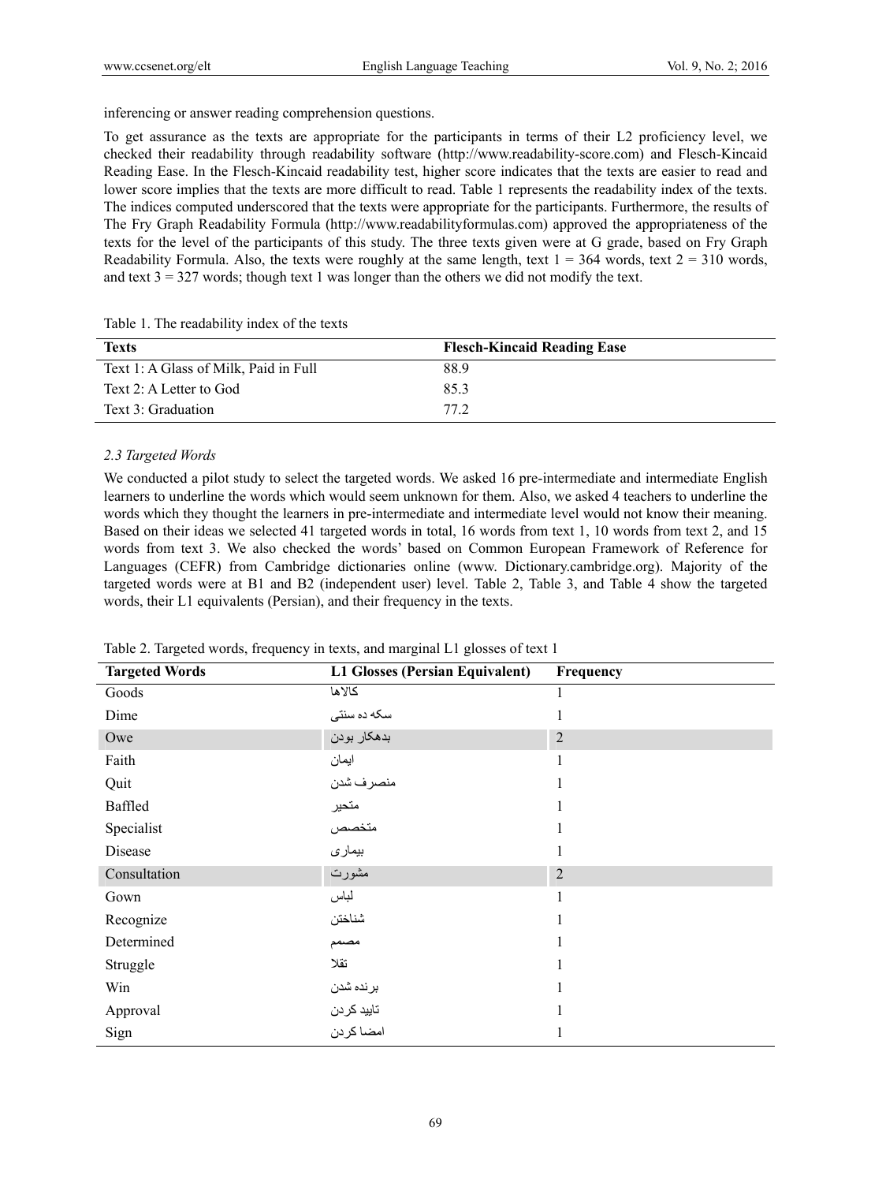inferencing or answer reading comprehension questions.

To get assurance as the texts are appropriate for the participants in terms of their L2 proficiency level, we checked their readability through readability software (http://www.readability-score.com) and Flesch-Kincaid Reading Ease. In the Flesch-Kincaid readability test, higher score indicates that the texts are easier to read and lower score implies that the texts are more difficult to read. Table 1 represents the readability index of the texts. The indices computed underscored that the texts were appropriate for the participants. Furthermore, the results of The Fry Graph Readability Formula (http://www.readabilityformulas.com) approved the appropriateness of the texts for the level of the participants of this study. The three texts given were at G grade, based on Fry Graph Readability Formula. Also, the texts were roughly at the same length, text 1 = 364 words, text 2 = 310 words, and text 3 = 327 words; though text 1 was longer than the others we did not modify the text.

Table 1. The readability index of the texts

| Texts | Flesch-Kincaid Reading Ease |
|---|---|
| Text 1: A Glass of Milk, Paid in Full | 88.9 |
| Text 2: A Letter to God | 85.3 |
| Text 3: Graduation | 77.2 |

### *2.3 Targeted Words*

We conducted a pilot study to select the targeted words. We asked 16 pre-intermediate and intermediate English learners to underline the words which would seem unknown for them. Also, we asked 4 teachers to underline the words which they thought the learners in pre-intermediate and intermediate level would not know their meaning. Based on their ideas we selected 41 targeted words in total, 16 words from text 1, 10 words from text 2, and 15 words from text 3. We also checked the words' based on Common European Framework of Reference for Languages (CEFR) from Cambridge dictionaries online (www. Dictionary.cambridge.org). Majority of the targeted words were at B1 and B2 (independent user) level. Table 2, Table 3, and Table 4 show the targeted words, their L1 equivalents (Persian), and their frequency in the texts.

Table 2. Targeted words, frequency in texts, and marginal L1 glosses of text 1

| Targeted Words | L1 Glosses (Persian Equivalent) | Frequency |
|---|---|---|
| Goods | کالاها | 1 |
| Dime | سکه ده سنتی | 1 |
| Owe | بدهکار بودن | 2 |
| Faith | ایمان | 1 |
| Quit | منصرف شدن | 1 |
| Baffled | متحیر | 1 |
| Specialist | متخصص | 1 |
| Disease | بیماری | 1 |
| Consultation | مشورت | 2 |
| Gown | لباس | 1 |
| Recognize | شناختن | 1 |
| Determined | مصمم | 1 |
| Struggle | تقلا | 1 |
| Win | برنده شدن | 1 |
| Approval | تایید کردن | 1 |
| Sign | امضا کردن | 1 |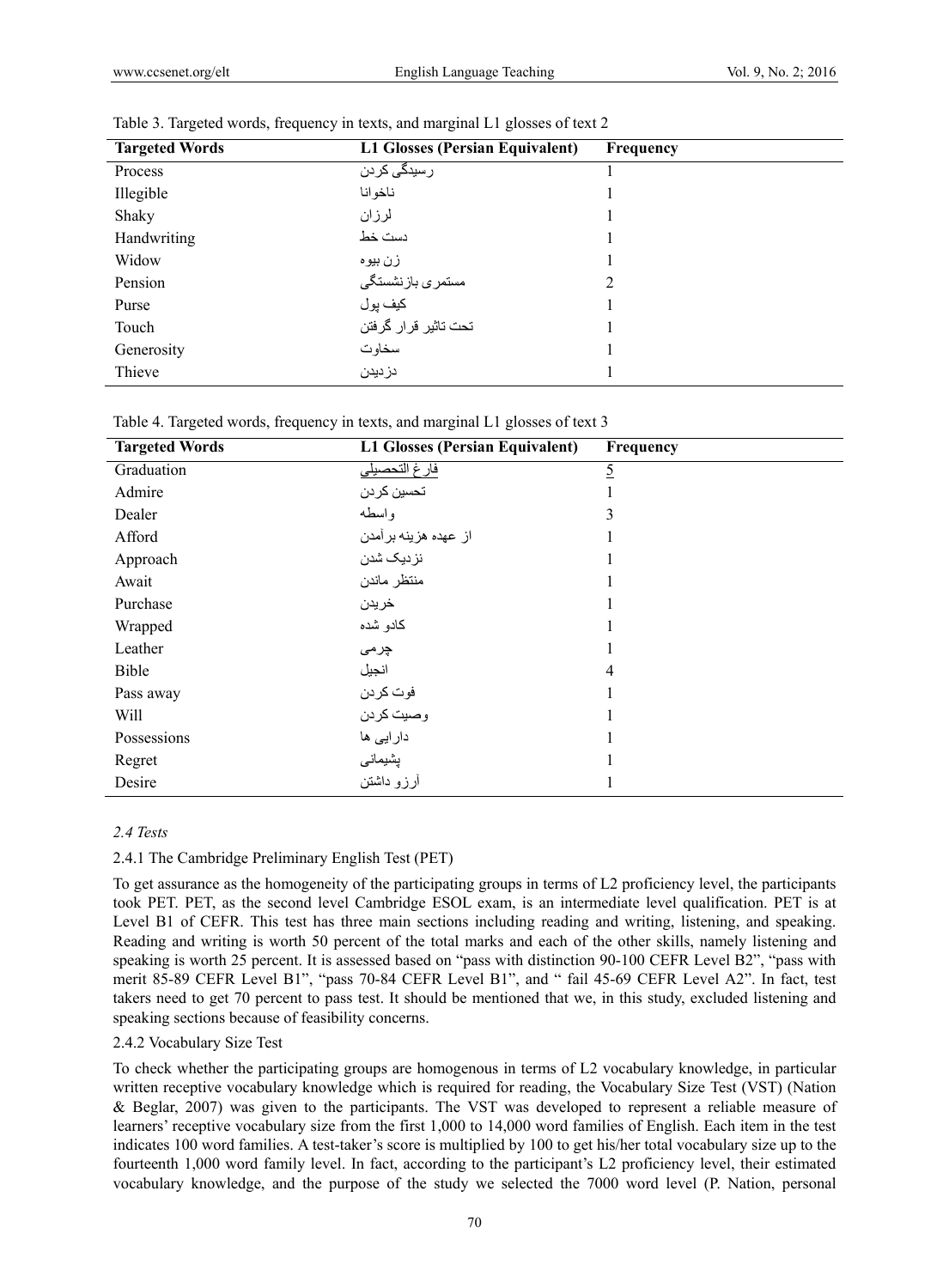Table 3. Targeted words, frequency in texts, and marginal L1 glosses of text 2

| Targeted Words | L1 Glosses (Persian Equivalent) | Frequency |
|---|---|---|
| Process | رسیدگی کردن | 1 |
| Illegible | ناخوانا | 1 |
| Shaky | لرزان | 1 |
| Handwriting | دست خط | 1 |
| Widow | زن بیوه | 1 |
| Pension | مستمری بازنشستگی | 2 |
| Purse | کیف پول | 1 |
| Touch | تحت تاثیر قرار گرفتن | 1 |
| Generosity | سخاوت | 1 |
| Thieve | دزدیدن | 1 |

Table 4. Targeted words, frequency in texts, and marginal L1 glosses of text 3

| Targeted Words | L1 Glosses (Persian Equivalent) | Frequency |
|---|---|---|
| Graduation | فارغ التحصیلی | 5 |
| Admire | تحسین کردن | 1 |
| Dealer | واسطه | 3 |
| Afford | از عهده هزینه برآمدن | 1 |
| Approach | نزدیک شدن | 1 |
| Await | منتظر ماندن | 1 |
| Purchase | خریدن | 1 |
| Wrapped | کادو شده | 1 |
| Leather | چرمی | 1 |
| Bible | انجیل | 4 |
| Pass away | فوت کردن | 1 |
| Will | وصیت کردن | 1 |
| Possessions | دارایی ها | 1 |
| Regret | پشیمانی | 1 |
| Desire | آرزو داشتن | 1 |

### *2.4 Tests*

#### 2.4.1 The Cambridge Preliminary English Test (PET)

To get assurance as the homogeneity of the participating groups in terms of L2 proficiency level, the participants took PET. PET, as the second level Cambridge ESOL exam, is an intermediate level qualification. PET is at Level B1 of CEFR. This test has three main sections including reading and writing, listening, and speaking. Reading and writing is worth 50 percent of the total marks and each of the other skills, namely listening and speaking is worth 25 percent. It is assessed based on "pass with distinction 90-100 CEFR Level B2", "pass with merit 85-89 CEFR Level B1", "pass 70-84 CEFR Level B1", and " fail 45-69 CEFR Level A2". In fact, test takers need to get 70 percent to pass test. It should be mentioned that we, in this study, excluded listening and speaking sections because of feasibility concerns.

#### 2.4.2 Vocabulary Size Test

To check whether the participating groups are homogenous in terms of L2 vocabulary knowledge, in particular written receptive vocabulary knowledge which is required for reading, the Vocabulary Size Test (VST) (Nation & Beglar, 2007) was given to the participants. The VST was developed to represent a reliable measure of learners' receptive vocabulary size from the first 1,000 to 14,000 word families of English. Each item in the test indicates 100 word families. A test-taker's score is multiplied by 100 to get his/her total vocabulary size up to the fourteenth 1,000 word family level. In fact, according to the participant's L2 proficiency level, their estimated vocabulary knowledge, and the purpose of the study we selected the 7000 word level (P. Nation, personal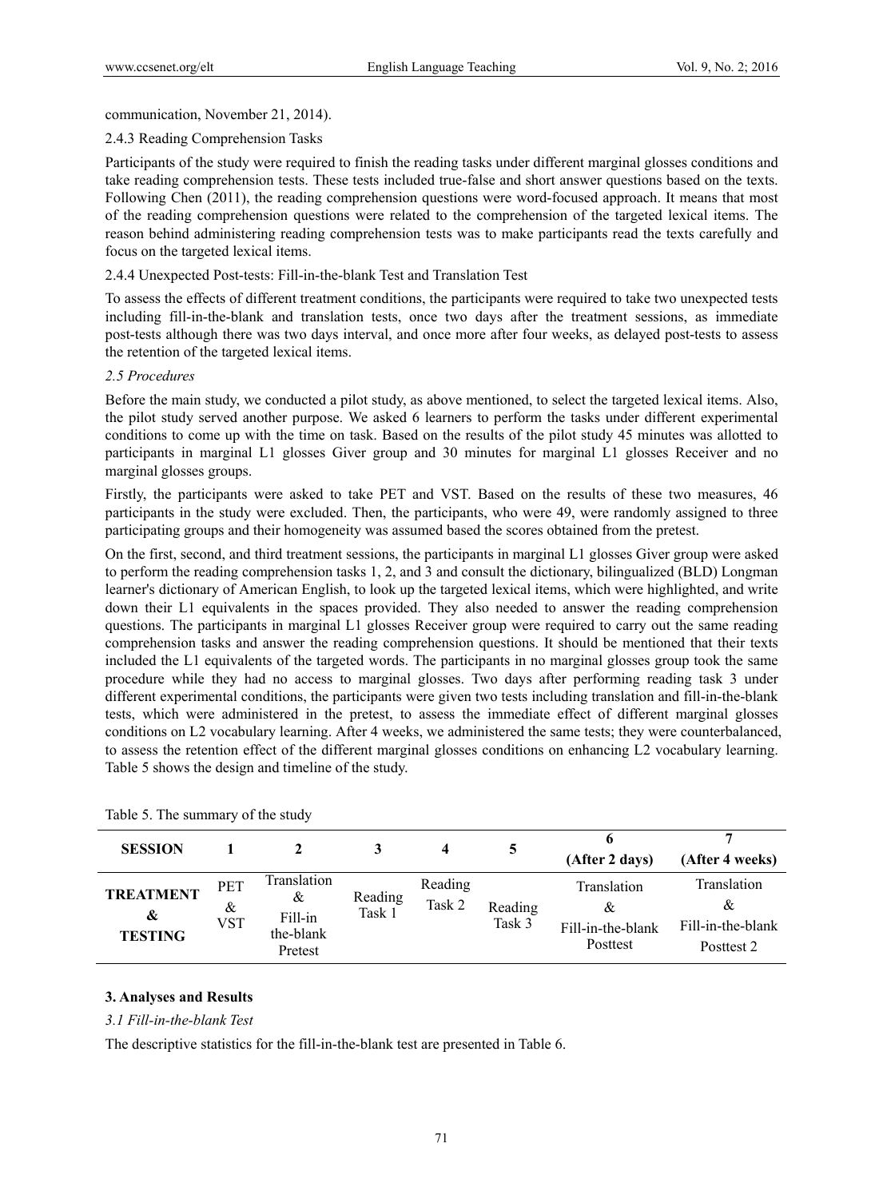communication, November 21, 2014).

2.4.3 Reading Comprehension Tasks

Participants of the study were required to finish the reading tasks under different marginal glosses conditions and take reading comprehension tests. These tests included true-false and short answer questions based on the texts. Following Chen (2011), the reading comprehension questions were word-focused approach. It means that most of the reading comprehension questions were related to the comprehension of the targeted lexical items. The reason behind administering reading comprehension tests was to make participants read the texts carefully and focus on the targeted lexical items.

2.4.4 Unexpected Post-tests: Fill-in-the-blank Test and Translation Test

To assess the effects of different treatment conditions, the participants were required to take two unexpected tests including fill-in-the-blank and translation tests, once two days after the treatment sessions, as immediate post-tests although there was two days interval, and once more after four weeks, as delayed post-tests to assess the retention of the targeted lexical items.

*2.5 Procedures*

Before the main study, we conducted a pilot study, as above mentioned, to select the targeted lexical items. Also, the pilot study served another purpose. We asked 6 learners to perform the tasks under different experimental conditions to come up with the time on task. Based on the results of the pilot study 45 minutes was allotted to participants in marginal L1 glosses Giver group and 30 minutes for marginal L1 glosses Receiver and no marginal glosses groups.

Firstly, the participants were asked to take PET and VST. Based on the results of these two measures, 46 participants in the study were excluded. Then, the participants, who were 49, were randomly assigned to three participating groups and their homogeneity was assumed based the scores obtained from the pretest.

On the first, second, and third treatment sessions, the participants in marginal L1 glosses Giver group were asked to perform the reading comprehension tasks 1, 2, and 3 and consult the dictionary, bilingualized (BLD) Longman learner's dictionary of American English, to look up the targeted lexical items, which were highlighted, and write down their L1 equivalents in the spaces provided. They also needed to answer the reading comprehension questions. The participants in marginal L1 glosses Receiver group were required to carry out the same reading comprehension tasks and answer the reading comprehension questions. It should be mentioned that their texts included the L1 equivalents of the targeted words. The participants in no marginal glosses group took the same procedure while they had no access to marginal glosses. Two days after performing reading task 3 under different experimental conditions, the participants were given two tests including translation and fill-in-the-blank tests, which were administered in the pretest, to assess the immediate effect of different marginal glosses conditions on L2 vocabulary learning. After 4 weeks, we administered the same tests; they were counterbalanced, to assess the retention effect of the different marginal glosses conditions on enhancing L2 vocabulary learning. Table 5 shows the design and timeline of the study.

Table 5. The summary of the study

| **SESSION** | **1** | **2** | **3** | **4** | **5** | **6 (After 2 days)** | **7 (After 4 weeks)** |
|---|---|---|---|---|---|---|---|
| **TREATMENT & TESTING** | PET & VST | Translation & Fill-in the-blank Pretest | Reading Task 1 | Reading Task 2 | Reading Task 3 | Translation & Fill-in-the-blank Posttest | Translation & Fill-in-the-blank Posttest 2 |

## 3. Analyses and Results

*3.1 Fill-in-the-blank Test*

The descriptive statistics for the fill-in-the-blank test are presented in Table 6.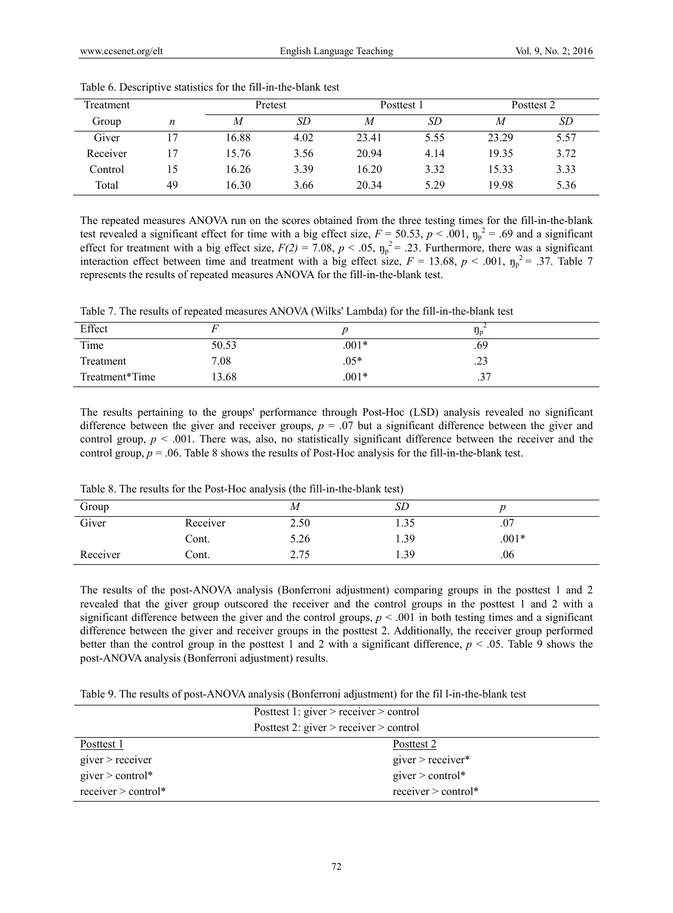Table 6. Descriptive statistics for the fill-in-the-blank test

| Treatment | | Pretest | | Posttest 1 | | Posttest 2 | |
|---|---|---|---|---|---|---|---|
| Group | *n* | *M* | *SD* | *M* | *SD* | *M* | *SD* |
| Giver | 17 | 16.88 | 4.02 | 23.41 | 5.55 | 23.29 | 5.57 |
| Receiver | 17 | 15.76 | 3.56 | 20.94 | 4.14 | 19.35 | 3.72 |
| Control | 15 | 16.26 | 3.39 | 16.20 | 3.32 | 15.33 | 3.33 |
| Total | 49 | 16.30 | 3.66 | 20.34 | 5.29 | 19.98 | 5.36 |

The repeated measures ANOVA run on the scores obtained from the three testing times for the fill-in-the-blank test revealed a significant effect for time with a big effect size, $F = 50.53$, $p < .001$, $\eta_p^2 = .69$ and a significant effect for treatment with a big effect size, $F(2) = 7.08$, $p < .05$, $\eta_p^2 = .23$. Furthermore, there was a significant interaction effect between time and treatment with a big effect size, $F = 13.68$, $p < .001$, $\eta_p^2 = .37$. Table 7 represents the results of repeated measures ANOVA for the fill-in-the-blank test.

Table 7. The results of repeated measures ANOVA (Wilks' Lambda) for the fill-in-the-blank test

| Effect | $F$ | $p$ | $\eta_p^2$ |
|---|---|---|---|
| Time | 50.53 | .001* | .69 |
| Treatment | 7.08 | .05* | .23 |
| Treatment*Time | 13.68 | .001* | .37 |

The results pertaining to the groups' performance through Post-Hoc (LSD) analysis revealed no significant difference between the giver and receiver groups, $p = .07$ but a significant difference between the giver and control group, $p < .001$. There was, also, no statistically significant difference between the receiver and the control group, $p = .06$. Table 8 shows the results of Post-Hoc analysis for the fill-in-the-blank test.

Table 8. The results for the Post-Hoc analysis (the fill-in-the-blank test)

| Group | | *M* | *SD* | *p* |
|---|---|---|---|---|
| Giver | Receiver | 2.50 | 1.35 | .07 |
| | Cont. | 5.26 | 1.39 | .001* |
| Receiver | Cont. | 2.75 | 1.39 | .06 |

The results of the post-ANOVA analysis (Bonferroni adjustment) comparing groups in the posttest 1 and 2 revealed that the giver group outscored the receiver and the control groups in the posttest 1 and 2 with a significant difference between the giver and the control groups, $p < .001$ in both testing times and a significant difference between the giver and receiver groups in the posttest 2. Additionally, the receiver group performed better than the control group in the posttest 1 and 2 with a significant difference, $p < .05$. Table 9 shows the post-ANOVA analysis (Bonferroni adjustment) results.

Table 9. The results of post-ANOVA analysis (Bonferroni adjustment) for the fil l-in-the-blank test

| Posttest 1: giver > receiver > control | |
|---|---|
| Posttest 2: giver > receiver > control | |
| Posttest 1 | Posttest 2 |
| giver > receiver | giver > receiver* |
| giver > control* | giver > control* |
| receiver > control* | receiver > control* |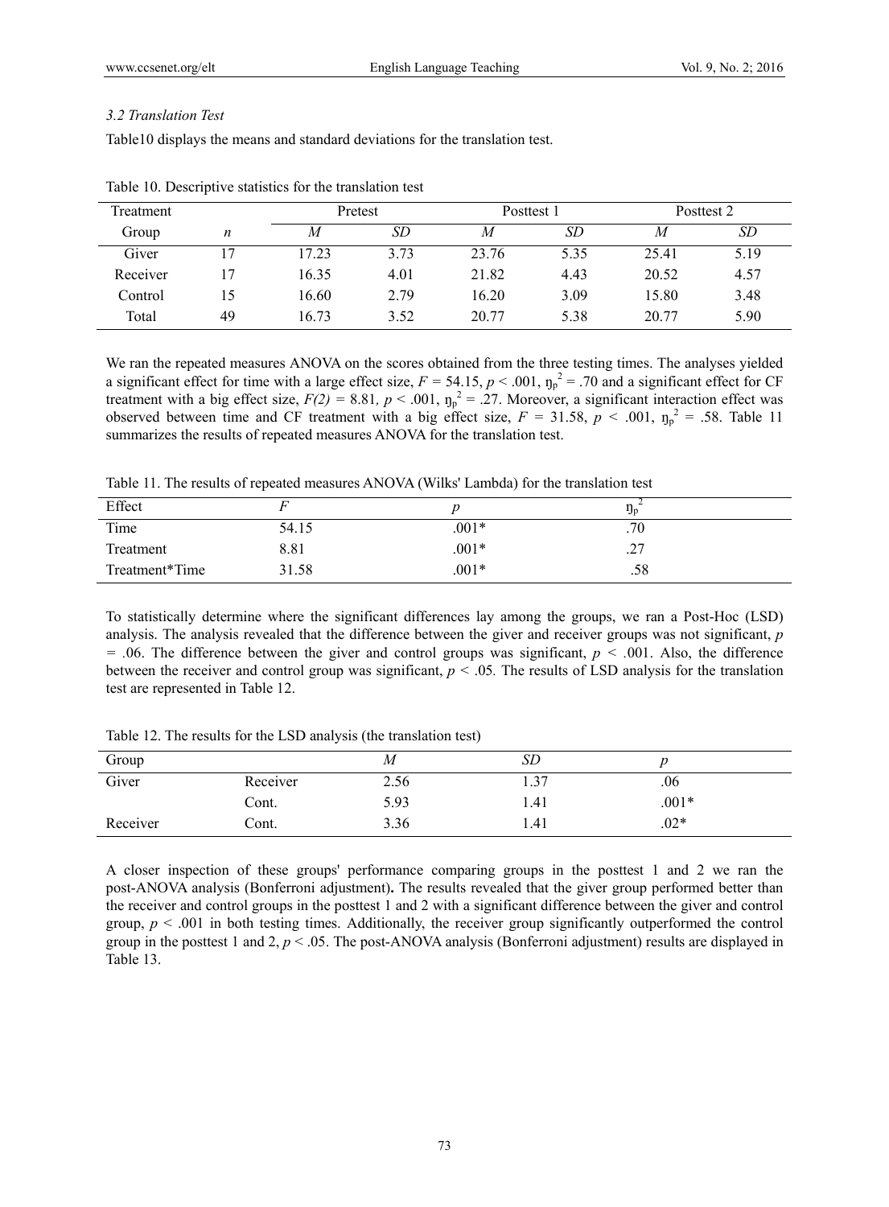### *3.2 Translation Test*

Table10 displays the means and standard deviations for the translation test.

Table 10. Descriptive statistics for the translation test

| Treatment | | Pretest | | Posttest 1 | | Posttest 2 | |
|---|---|---|---|---|---|---|---|
| Group | *n* | *M* | *SD* | *M* | *SD* | *M* | *SD* |
| Giver | 17 | 17.23 | 3.73 | 23.76 | 5.35 | 25.41 | 5.19 |
| Receiver | 17 | 16.35 | 4.01 | 21.82 | 4.43 | 20.52 | 4.57 |
| Control | 15 | 16.60 | 2.79 | 16.20 | 3.09 | 15.80 | 3.48 |
| Total | 49 | 16.73 | 3.52 | 20.77 | 5.38 | 20.77 | 5.90 |

We ran the repeated measures ANOVA on the scores obtained from the three testing times. The analyses yielded a significant effect for time with a large effect size, $F = 54.15$, $p < .001$, $\eta_p^2 = .70$ and a significant effect for CF treatment with a big effect size, $F(2) = 8.81$, $p < .001$, $\eta_p^2 = .27$. Moreover, a significant interaction effect was observed between time and CF treatment with a big effect size, $F = 31.58$, $p < .001$, $\eta_p^2 = .58$. Table 11 summarizes the results of repeated measures ANOVA for the translation test.

Table 11. The results of repeated measures ANOVA (Wilks' Lambda) for the translation test

| Effect | *F* | *p* | $\eta_p^2$ |
|---|---|---|---|
| Time | 54.15 | .001* | .70 |
| Treatment | 8.81 | .001* | .27 |
| Treatment*Time | 31.58 | .001* | .58 |

To statistically determine where the significant differences lay among the groups, we ran a Post-Hoc (LSD) analysis. The analysis revealed that the difference between the giver and receiver groups was not significant, $p = .06$. The difference between the giver and control groups was significant, $p < .001$. Also, the difference between the receiver and control group was significant, $p < .05$. The results of LSD analysis for the translation test are represented in Table 12.

Table 12. The results for the LSD analysis (the translation test)

| Group | | *M* | *SD* | *p* |
|---|---|---|---|---|
| Giver | Receiver | 2.56 | 1.37 | .06 |
| | Cont. | 5.93 | 1.41 | .001* |
| Receiver | Cont. | 3.36 | 1.41 | .02* |

A closer inspection of these groups' performance comparing groups in the posttest 1 and 2 we ran the post-ANOVA analysis (Bonferroni adjustment)**.** The results revealed that the giver group performed better than the receiver and control groups in the posttest 1 and 2 with a significant difference between the giver and control group, $p < .001$ in both testing times. Additionally, the receiver group significantly outperformed the control group in the posttest 1 and 2, $p < .05$. The post-ANOVA analysis (Bonferroni adjustment) results are displayed in Table 13.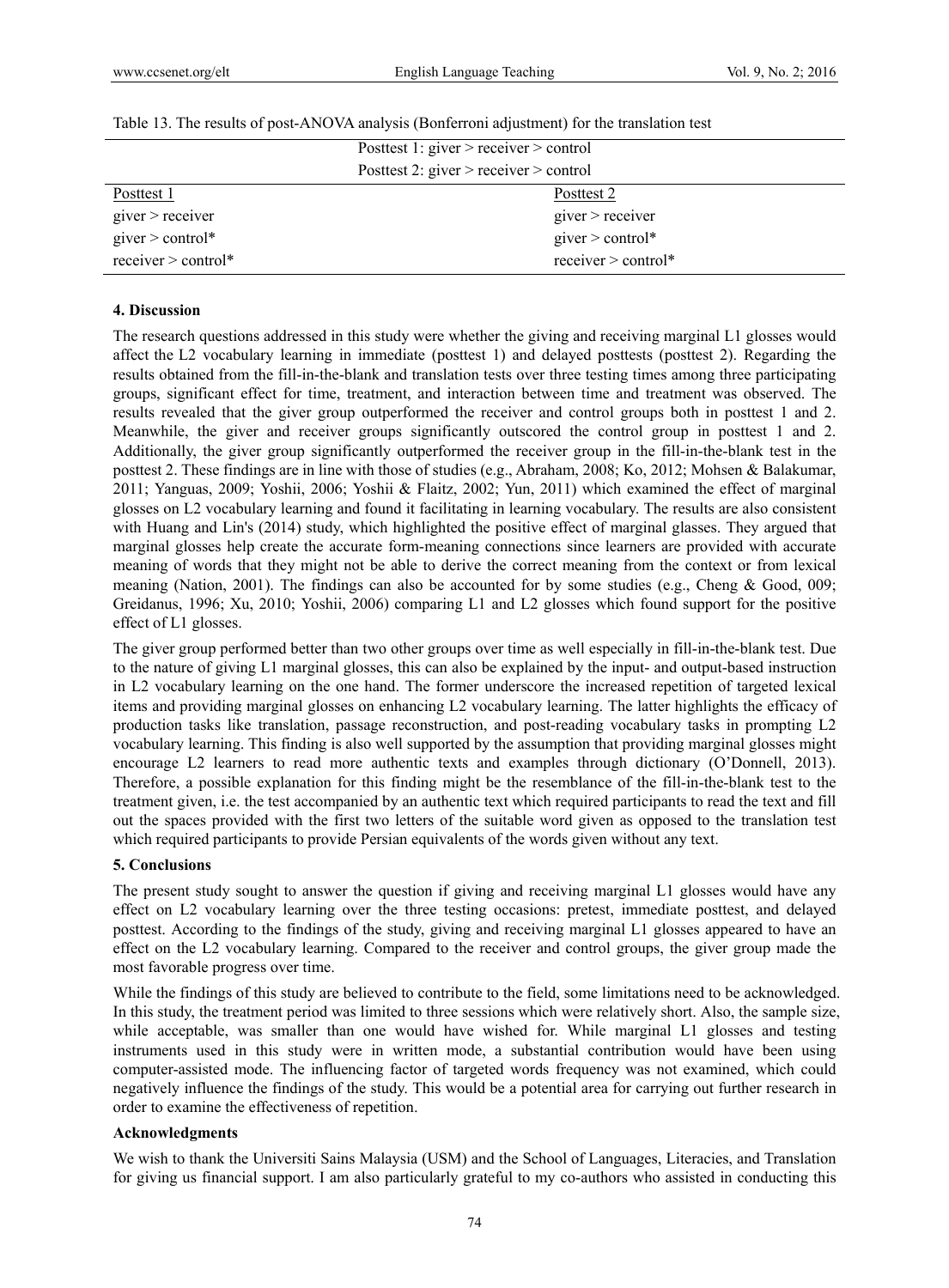Table 13. The results of post-ANOVA analysis (Bonferroni adjustment) for the translation test

| Posttest 1: giver > receiver > control<br>Posttest 2: giver > receiver > control | |
|---|---|
| Posttest 1 | Posttest 2 |
| giver > receiver | giver > receiver |
| giver > control* | giver > control* |
| receiver > control* | receiver > control* |

## 4. Discussion

The research questions addressed in this study were whether the giving and receiving marginal L1 glosses would affect the L2 vocabulary learning in immediate (posttest 1) and delayed posttests (posttest 2). Regarding the results obtained from the fill-in-the-blank and translation tests over three testing times among three participating groups, significant effect for time, treatment, and interaction between time and treatment was observed. The results revealed that the giver group outperformed the receiver and control groups both in posttest 1 and 2. Meanwhile, the giver and receiver groups significantly outscored the control group in posttest 1 and 2. Additionally, the giver group significantly outperformed the receiver group in the fill-in-the-blank test in the posttest 2. These findings are in line with those of studies (e.g., Abraham, 2008; Ko, 2012; Mohsen & Balakumar, 2011; Yanguas, 2009; Yoshii, 2006; Yoshii & Flaitz, 2002; Yun, 2011) which examined the effect of marginal glosses on L2 vocabulary learning and found it facilitating in learning vocabulary. The results are also consistent with Huang and Lin's (2014) study, which highlighted the positive effect of marginal glasses. They argued that marginal glosses help create the accurate form-meaning connections since learners are provided with accurate meaning of words that they might not be able to derive the correct meaning from the context or from lexical meaning (Nation, 2001). The findings can also be accounted for by some studies (e.g., Cheng & Good, 009; Greidanus, 1996; Xu, 2010; Yoshii, 2006) comparing L1 and L2 glosses which found support for the positive effect of L1 glosses.

The giver group performed better than two other groups over time as well especially in fill-in-the-blank test. Due to the nature of giving L1 marginal glosses, this can also be explained by the input- and output-based instruction in L2 vocabulary learning on the one hand. The former underscore the increased repetition of targeted lexical items and providing marginal glosses on enhancing L2 vocabulary learning. The latter highlights the efficacy of production tasks like translation, passage reconstruction, and post-reading vocabulary tasks in prompting L2 vocabulary learning. This finding is also well supported by the assumption that providing marginal glosses might encourage L2 learners to read more authentic texts and examples through dictionary (O'Donnell, 2013). Therefore, a possible explanation for this finding might be the resemblance of the fill-in-the-blank test to the treatment given, i.e. the test accompanied by an authentic text which required participants to read the text and fill out the spaces provided with the first two letters of the suitable word given as opposed to the translation test which required participants to provide Persian equivalents of the words given without any text.

## 5. Conclusions

The present study sought to answer the question if giving and receiving marginal L1 glosses would have any effect on L2 vocabulary learning over the three testing occasions: pretest, immediate posttest, and delayed posttest. According to the findings of the study, giving and receiving marginal L1 glosses appeared to have an effect on the L2 vocabulary learning. Compared to the receiver and control groups, the giver group made the most favorable progress over time.

While the findings of this study are believed to contribute to the field, some limitations need to be acknowledged. In this study, the treatment period was limited to three sessions which were relatively short. Also, the sample size, while acceptable, was smaller than one would have wished for. While marginal L1 glosses and testing instruments used in this study were in written mode, a substantial contribution would have been using computer-assisted mode. The influencing factor of targeted words frequency was not examined, which could negatively influence the findings of the study. This would be a potential area for carrying out further research in order to examine the effectiveness of repetition.

### Acknowledgments

We wish to thank the Universiti Sains Malaysia (USM) and the School of Languages, Literacies, and Translation for giving us financial support. I am also particularly grateful to my co-authors who assisted in conducting this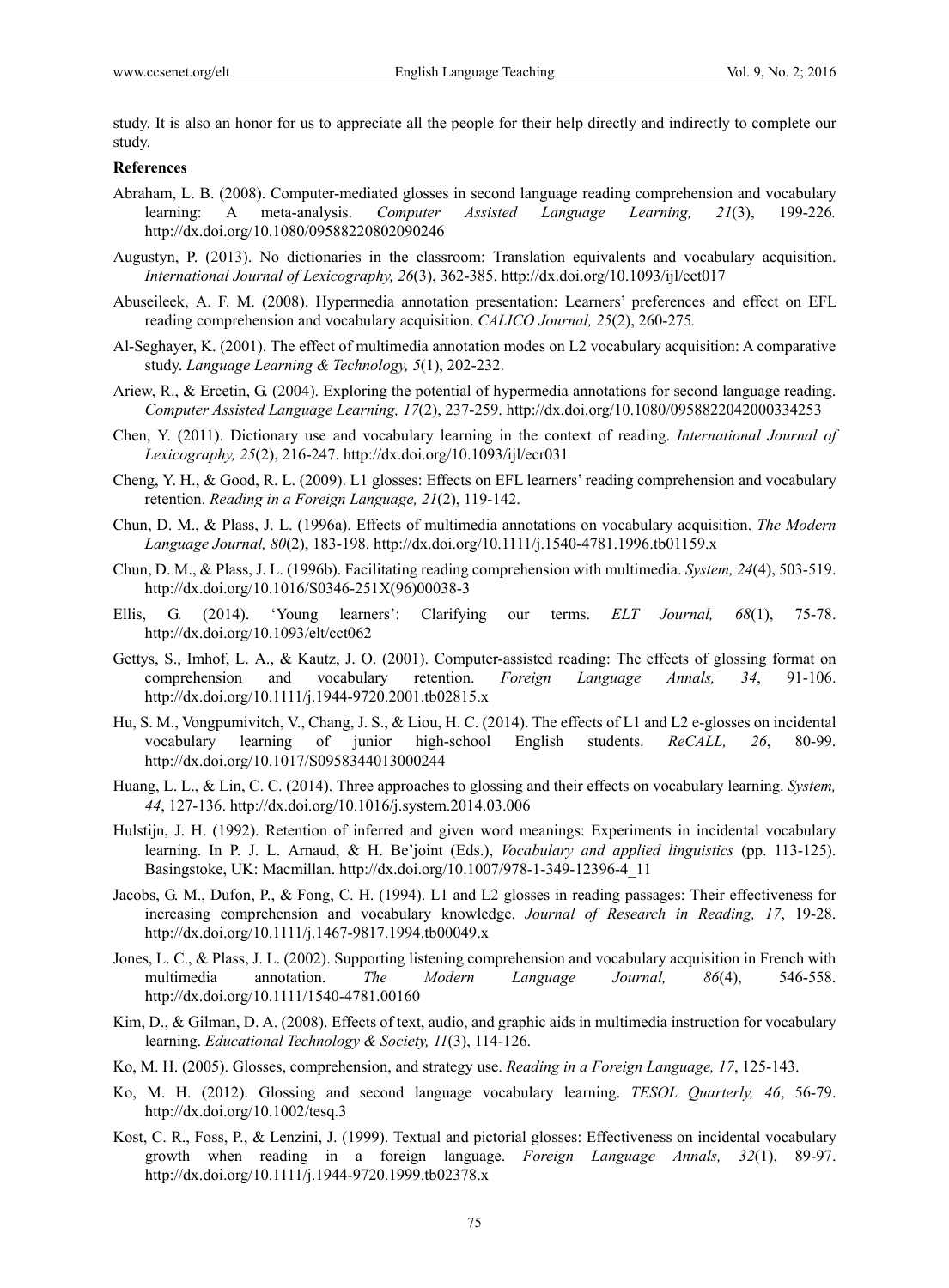study. It is also an honor for us to appreciate all the people for their help directly and indirectly to complete our study.

**References**

Abraham, L. B. (2008). Computer-mediated glosses in second language reading comprehension and vocabulary learning: A meta-analysis. *Computer Assisted Language Learning, 21*(3), 199-226. http://dx.doi.org/10.1080/09588220802090246

Augustyn, P. (2013). No dictionaries in the classroom: Translation equivalents and vocabulary acquisition. *International Journal of Lexicography, 26*(3), 362-385. http://dx.doi.org/10.1093/ijl/ect017

Abuseileek, A. F. M. (2008). Hypermedia annotation presentation: Learners' preferences and effect on EFL reading comprehension and vocabulary acquisition. *CALICO Journal, 25*(2), 260-275.

Al-Seghayer, K. (2001). The effect of multimedia annotation modes on L2 vocabulary acquisition: A comparative study. *Language Learning & Technology, 5*(1), 202-232.

Ariew, R., & Ercetin, G. (2004). Exploring the potential of hypermedia annotations for second language reading. *Computer Assisted Language Learning, 17*(2), 237-259. http://dx.doi.org/10.1080/0958822042000334253

Chen, Y. (2011). Dictionary use and vocabulary learning in the context of reading. *International Journal of Lexicography, 25*(2), 216-247. http://dx.doi.org/10.1093/ijl/ecr031

Cheng, Y. H., & Good, R. L. (2009). L1 glosses: Effects on EFL learners' reading comprehension and vocabulary retention. *Reading in a Foreign Language, 21*(2), 119-142.

Chun, D. M., & Plass, J. L. (1996a). Effects of multimedia annotations on vocabulary acquisition. *The Modern Language Journal, 80*(2), 183-198. http://dx.doi.org/10.1111/j.1540-4781.1996.tb01159.x

Chun, D. M., & Plass, J. L. (1996b). Facilitating reading comprehension with multimedia. *System, 24*(4), 503-519. http://dx.doi.org/10.1016/S0346-251X(96)00038-3

Ellis, G. (2014). 'Young learners': Clarifying our terms. *ELT Journal, 68*(1), 75-78. http://dx.doi.org/10.1093/elt/cct062

Gettys, S., Imhof, L. A., & Kautz, J. O. (2001). Computer-assisted reading: The effects of glossing format on comprehension and vocabulary retention. *Foreign Language Annals, 34*, 91-106. http://dx.doi.org/10.1111/j.1944-9720.2001.tb02815.x

Hu, S. M., Vongpumivitch, V., Chang, J. S., & Liou, H. C. (2014). The effects of L1 and L2 e-glosses on incidental vocabulary learning of junior high-school English students. *ReCALL, 26*, 80-99. http://dx.doi.org/10.1017/S0958344013000244

Huang, L. L., & Lin, C. C. (2014). Three approaches to glossing and their effects on vocabulary learning. *System, 44*, 127-136. http://dx.doi.org/10.1016/j.system.2014.03.006

Hulstijn, J. H. (1992). Retention of inferred and given word meanings: Experiments in incidental vocabulary learning. In P. J. L. Arnaud, & H. Be'joint (Eds.), *Vocabulary and applied linguistics* (pp. 113-125). Basingstoke, UK: Macmillan. http://dx.doi.org/10.1007/978-1-349-12396-4_11

Jacobs, G. M., Dufon, P., & Fong, C. H. (1994). L1 and L2 glosses in reading passages: Their effectiveness for increasing comprehension and vocabulary knowledge. *Journal of Research in Reading, 17*, 19-28. http://dx.doi.org/10.1111/j.1467-9817.1994.tb00049.x

Jones, L. C., & Plass, J. L. (2002). Supporting listening comprehension and vocabulary acquisition in French with multimedia annotation. *The Modern Language Journal, 86*(4), 546-558. http://dx.doi.org/10.1111/1540-4781.00160

Kim, D., & Gilman, D. A. (2008). Effects of text, audio, and graphic aids in multimedia instruction for vocabulary learning. *Educational Technology & Society, 11*(3), 114-126.

Ko, M. H. (2005). Glosses, comprehension, and strategy use. *Reading in a Foreign Language, 17*, 125-143.

Ko, M. H. (2012). Glossing and second language vocabulary learning. *TESOL Quarterly, 46*, 56-79. http://dx.doi.org/10.1002/tesq.3

Kost, C. R., Foss, P., & Lenzini, J. (1999). Textual and pictorial glosses: Effectiveness on incidental vocabulary growth when reading in a foreign language. *Foreign Language Annals, 32*(1), 89-97. http://dx.doi.org/10.1111/j.1944-9720.1999.tb02378.x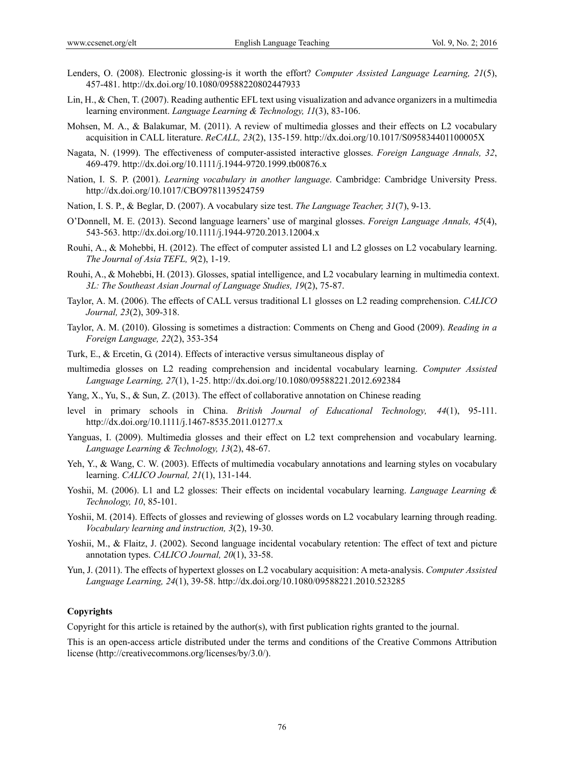Lenders, O. (2008). Electronic glossing-is it worth the effort? *Computer Assisted Language Learning, 21*(5), 457-481. http://dx.doi.org/10.1080/09588220802447933

Lin, H., & Chen, T. (2007). Reading authentic EFL text using visualization and advance organizers in a multimedia learning environment. *Language Learning & Technology, 11*(3), 83-106.

Mohsen, M. A., & Balakumar, M. (2011). A review of multimedia glosses and their effects on L2 vocabulary acquisition in CALL literature. *ReCALL, 23*(2), 135-159. http://dx.doi.org/10.1017/S095834401100005X

Nagata, N. (1999). The effectiveness of computer-assisted interactive glosses. *Foreign Language Annals, 32*, 469-479. http://dx.doi.org/10.1111/j.1944-9720.1999.tb00876.x

Nation, I. S. P. (2001). *Learning vocabulary in another language*. Cambridge: Cambridge University Press. http://dx.doi.org/10.1017/CBO9781139524759

Nation, I. S. P., & Beglar, D. (2007). A vocabulary size test. *The Language Teacher, 31*(7), 9-13.

O'Donnell, M. E. (2013). Second language learners' use of marginal glosses. *Foreign Language Annals, 45*(4), 543-563. http://dx.doi.org/10.1111/j.1944-9720.2013.12004.x

Rouhi, A., & Mohebbi, H. (2012). The effect of computer assisted L1 and L2 glosses on L2 vocabulary learning. *The Journal of Asia TEFL, 9*(2), 1-19.

Rouhi, A., & Mohebbi, H. (2013). Glosses, spatial intelligence, and L2 vocabulary learning in multimedia context. *3L: The Southeast Asian Journal of Language Studies, 19*(2), 75-87.

Taylor, A. M. (2006). The effects of CALL versus traditional L1 glosses on L2 reading comprehension. *CALICO Journal, 23*(2), 309-318.

Taylor, A. M. (2010). Glossing is sometimes a distraction: Comments on Cheng and Good (2009). *Reading in a Foreign Language, 22*(2), 353-354

Turk, E., & Ercetin, G. (2014). Effects of interactive versus simultaneous display of

multimedia glosses on L2 reading comprehension and incidental vocabulary learning. *Computer Assisted Language Learning, 27*(1), 1-25. http://dx.doi.org/10.1080/09588221.2012.692384

Yang, X., Yu, S., & Sun, Z. (2013). The effect of collaborative annotation on Chinese reading

level in primary schools in China. *British Journal of Educational Technology, 44*(1), 95-111. http://dx.doi.org/10.1111/j.1467-8535.2011.01277.x

Yanguas, I. (2009). Multimedia glosses and their effect on L2 text comprehension and vocabulary learning. *Language Learning & Technology, 13*(2), 48-67.

Yeh, Y., & Wang, C. W. (2003). Effects of multimedia vocabulary annotations and learning styles on vocabulary learning. *CALICO Journal, 21*(1), 131-144.

Yoshii, M. (2006). L1 and L2 glosses: Their effects on incidental vocabulary learning. *Language Learning & Technology, 10*, 85-101.

Yoshii, M. (2014). Effects of glosses and reviewing of glosses words on L2 vocabulary learning through reading. *Vocabulary learning and instruction, 3*(2), 19-30.

Yoshii, M., & Flaitz, J. (2002). Second language incidental vocabulary retention: The effect of text and picture annotation types. *CALICO Journal, 20*(1), 33-58.

Yun, J. (2011). The effects of hypertext glosses on L2 vocabulary acquisition: A meta-analysis. *Computer Assisted Language Learning, 24*(1), 39-58. http://dx.doi.org/10.1080/09588221.2010.523285

**Copyrights**

Copyright for this article is retained by the author(s), with first publication rights granted to the journal.

This is an open-access article distributed under the terms and conditions of the Creative Commons Attribution license (http://creativecommons.org/licenses/by/3.0/).